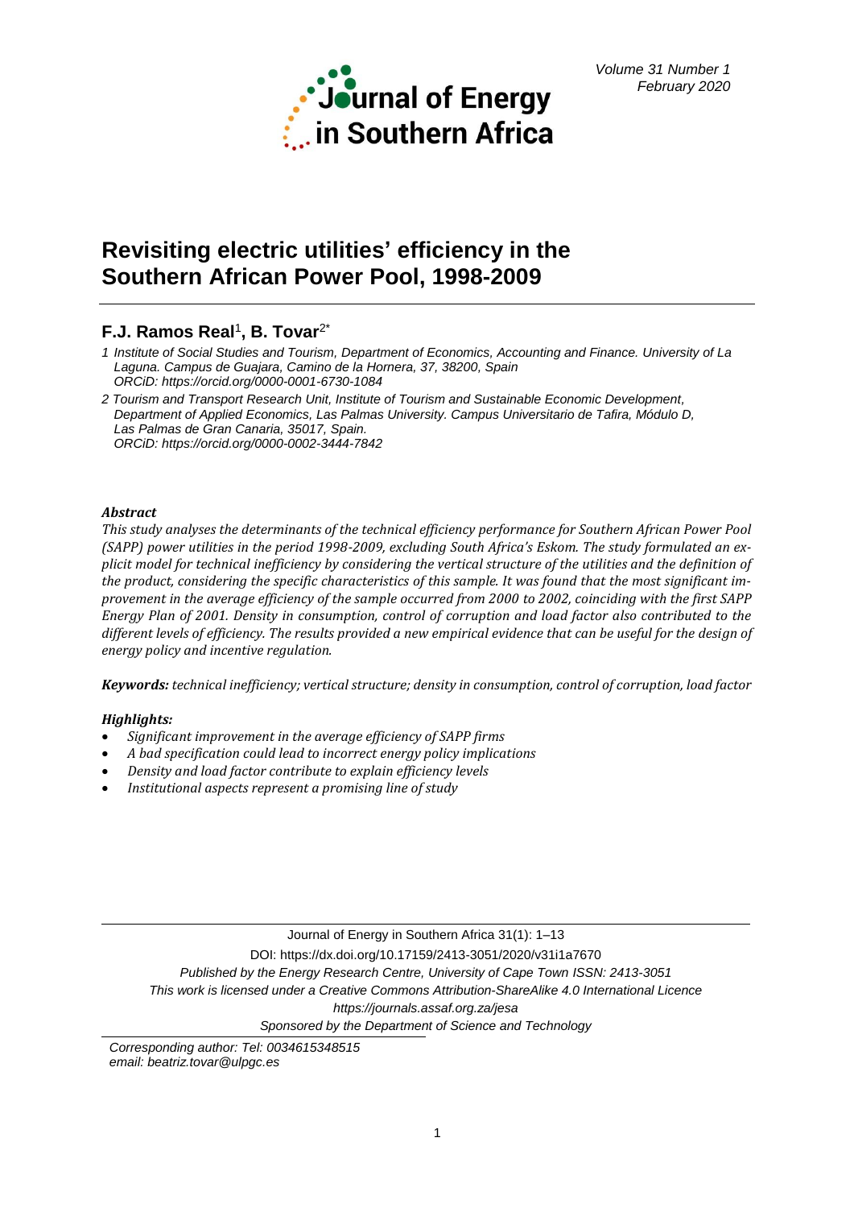# Revisiting electric utilities' efficiency in the Southern African Power Pool, 1998-2009

**F.J. Ramos Real**[1], **B. Tovar**[2*]

1 Institute of Social Studies and Tourism, Department of Economics, Accounting and Finance. University of La Laguna. Campus de Guajara, Camino de la Hornera, 37, 38200, Spain
ORCiD: https://orcid.org/0000-0001-6730-1084

2 Tourism and Transport Research Unit, Institute of Tourism and Sustainable Economic Development, Department of Applied Economics, Las Palmas University. Campus Universitario de Tafira, Módulo D, Las Palmas de Gran Canaria, 35017, Spain.
ORCiD: https://orcid.org/0000-0002-3444-7842

***Abstract***

*This study analyses the determinants of the technical efficiency performance for Southern African Power Pool (SAPP) power utilities in the period 1998-2009, excluding South Africa's Eskom. The study formulated an explicit model for technical inefficiency by considering the vertical structure of the utilities and the definition of the product, considering the specific characteristics of this sample. It was found that the most significant improvement in the average efficiency of the sample occurred from 2000 to 2002, coinciding with the first SAPP Energy Plan of 2001. Density in consumption, control of corruption and load factor also contributed to the different levels of efficiency. The results provided a new empirical evidence that can be useful for the design of energy policy and incentive regulation.*

***Keywords:*** *technical inefficiency; vertical structure; density in consumption, control of corruption, load factor*

***Highlights:***

- *Significant improvement in the average efficiency of SAPP firms*
- *A bad specification could lead to incorrect energy policy implications*
- *Density and load factor contribute to explain efficiency levels*
- *Institutional aspects represent a promising line of study*

DOI: https://dx.doi.org/10.17159/2413-3051/2020/v31i1a7670

*Published by the Energy Research Centre, University of Cape Town ISSN: 2413-3051*

*This work is licensed under a Creative Commons Attribution-ShareAlike 4.0 International Licence*

*https://journals.assaf.org.za/jesa*

*Sponsored by the Department of Science and Technology*

*Corresponding author: Tel: 0034615348515*
*email: beatriz.tovar@ulpgc.es*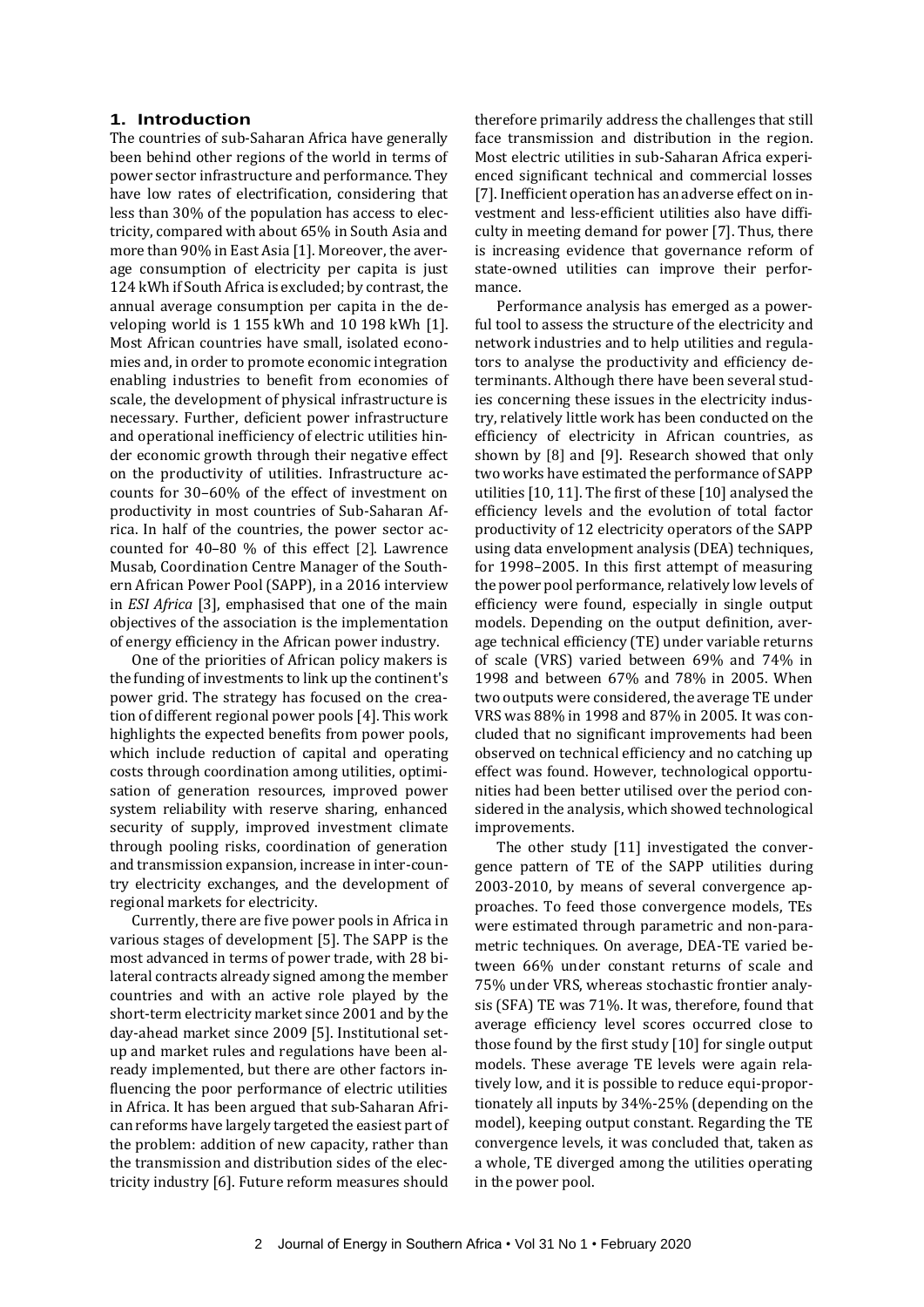## 1. Introduction

The countries of sub-Saharan Africa have generally been behind other regions of the world in terms of power sector infrastructure and performance. They have low rates of electrification, considering that less than 30% of the population has access to electricity, compared with about 65% in South Asia and more than 90% in East Asia [1]. Moreover, the average consumption of electricity per capita is just 124 kWh if South Africa is excluded; by contrast, the annual average consumption per capita in the developing world is 1 155 kWh and 10 198 kWh [1]. Most African countries have small, isolated economies and, in order to promote economic integration enabling industries to benefit from economies of scale, the development of physical infrastructure is necessary. Further, deficient power infrastructure and operational inefficiency of electric utilities hinder economic growth through their negative effect on the productivity of utilities. Infrastructure accounts for 30–60% of the effect of investment on productivity in most countries of Sub-Saharan Africa. In half of the countries, the power sector accounted for 40–80 % of this effect [2]. Lawrence Musab, Coordination Centre Manager of the Southern African Power Pool (SAPP), in a 2016 interview in *ESI Africa* [3], emphasised that one of the main objectives of the association is the implementation of energy efficiency in the African power industry.

One of the priorities of African policy makers is the funding of investments to link up the continent's power grid. The strategy has focused on the creation of different regional power pools [4]. This work highlights the expected benefits from power pools, which include reduction of capital and operating costs through coordination among utilities, optimisation of generation resources, improved power system reliability with reserve sharing, enhanced security of supply, improved investment climate through pooling risks, coordination of generation and transmission expansion, increase in inter-country electricity exchanges, and the development of regional markets for electricity.

Currently, there are five power pools in Africa in various stages of development [5]. The SAPP is the most advanced in terms of power trade, with 28 bilateral contracts already signed among the member countries and with an active role played by the short-term electricity market since 2001 and by the day-ahead market since 2009 [5]. Institutional set-up and market rules and regulations have been already implemented, but there are other factors influencing the poor performance of electric utilities in Africa. It has been argued that sub-Saharan African reforms have largely targeted the easiest part of the problem: addition of new capacity, rather than the transmission and distribution sides of the electricity industry [6]. Future reform measures should therefore primarily address the challenges that still face transmission and distribution in the region. Most electric utilities in sub-Saharan Africa experienced significant technical and commercial losses [7]. Inefficient operation has an adverse effect on investment and less-efficient utilities also have difficulty in meeting demand for power [7]. Thus, there is increasing evidence that governance reform of state-owned utilities can improve their performance.

Performance analysis has emerged as a powerful tool to assess the structure of the electricity and network industries and to help utilities and regulators to analyse the productivity and efficiency determinants. Although there have been several studies concerning these issues in the electricity industry, relatively little work has been conducted on the efficiency of electricity in African countries, as shown by [8] and [9]. Research showed that only two works have estimated the performance of SAPP utilities [10, 11]. The first of these [10] analysed the efficiency levels and the evolution of total factor productivity of 12 electricity operators of the SAPP using data envelopment analysis (DEA) techniques, for 1998–2005. In this first attempt of measuring the power pool performance, relatively low levels of efficiency were found, especially in single output models. Depending on the output definition, average technical efficiency (TE) under variable returns of scale (VRS) varied between 69% and 74% in 1998 and between 67% and 78% in 2005. When two outputs were considered, the average TE under VRS was 88% in 1998 and 87% in 2005. It was concluded that no significant improvements had been observed on technical efficiency and no catching up effect was found. However, technological opportunities had been better utilised over the period considered in the analysis, which showed technological improvements.

The other study [11] investigated the convergence pattern of TE of the SAPP utilities during 2003-2010, by means of several convergence approaches. To feed those convergence models, TEs were estimated through parametric and non-parametric techniques. On average, DEA-TE varied between 66% under constant returns of scale and 75% under VRS, whereas stochastic frontier analysis (SFA) TE was 71%. It was, therefore, found that average efficiency level scores occurred close to those found by the first study [10] for single output models. These average TE levels were again relatively low, and it is possible to reduce equi-proportionately all inputs by 34%-25% (depending on the model), keeping output constant. Regarding the TE convergence levels, it was concluded that, taken as a whole, TE diverged among the utilities operating in the power pool.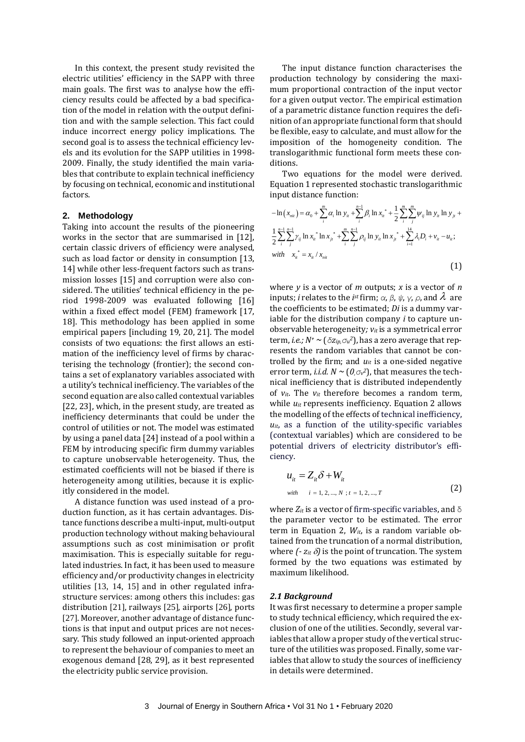In this context, the present study revisited the electric utilities' efficiency in the SAPP with three main goals. The first was to analyse how the efficiency results could be affected by a bad specification of the model in relation with the output definition and with the sample selection. This fact could induce incorrect energy policy implications. The second goal is to assess the technical efficiency levels and its evolution for the SAPP utilities in 1998-2009. Finally, the study identified the main variables that contribute to explain technical inefficiency by focusing on technical, economic and institutional factors.

## 2. Methodology

Taking into account the results of the pioneering works in the sector that are summarised in [12], certain classic drivers of efficiency were analysed, such as load factor or density in consumption [13, 14] while other less-frequent factors such as transmission losses [15] and corruption were also considered. The utilities' technical efficiency in the period 1998-2009 was evaluated following [16] within a fixed effect model (FEM) framework [17, 18]. This methodology has been applied in some empirical papers [including 19, 20, 21]. The model consists of two equations: the first allows an estimation of the inefficiency level of firms by characterising the technology (frontier); the second contains a set of explanatory variables associated with a utility's technical inefficiency. The variables of the second equation are also called contextual variables [22, 23], which, in the present study, are treated as inefficiency determinants that could be under the control of utilities or not. The model was estimated by using a panel data [24] instead of a pool within a FEM by introducing specific firm dummy variables to capture unobservable heterogeneity. Thus, the estimated coefficients will not be biased if there is heterogeneity among utilities, because it is explicitly considered in the model.

A distance function was used instead of a production function, as it has certain advantages. Distance functions describe a multi-input, multi-output production technology without making behavioural assumptions such as cost minimisation or profit maximisation. This is especially suitable for regulated industries. In fact, it has been used to measure efficiency and/or productivity changes in electricity utilities [13, 14, 15] and in other regulated infrastructure services: among others this includes: gas distribution [21], railways [25], airports [26], ports [27]. Moreover, another advantage of distance functions is that input and output prices are not necessary. This study followed an input-oriented approach to represent the behaviour of companies to meet an exogenous demand [28, 29], as it best represented the electricity public service provision.

The input distance function characterises the production technology by considering the maximum proportional contraction of the input vector for a given output vector. The empirical estimation of a parametric distance function requires the definition of an appropriate functional form that should be flexible, easy to calculate, and must allow for the imposition of the homogeneity condition. The translogarithmic functional form meets these conditions.

Two equations for the model were derived. Equation 1 represented stochastic translogarithmic input distance function:

$$-\ln\left(x_{nit}\right)=\alpha_0+\sum_{i}^{m}\alpha_i \ln y_{it}+\sum_{i}^{n-1}\beta_i \ln x_{it}^{*}+\frac{1}{2}\sum_{i}^{m}\sum_{j}^{m}\psi_{ij}\ln y_{it}\ln y_{jt}+\frac{1}{2}\sum_{i}^{n-1}\sum_{j}^{n-1}\gamma_{ij}\ln x_{it}^{*}\ln x_{jt}^{*}+\sum_{i}^{m}\sum_{j}^{n-1}\rho_{ij}\ln y_{it}\ln x_{jt}^{*}+\sum_{i=1}^{14}\lambda_i D_i+v_{it}-u_{it};$$
$$with \quad x_{it}^{*}=x_{it}/x_{nit} \tag{1}$$

where $y$ is a vector of $m$ outputs; $x$ is a vector of $n$ inputs; $i$ relates to the $i^{st}$ firm; $\alpha$, $\beta$, $\psi$, $\gamma$, $\rho$, and $\lambda$ are the coefficients to be estimated; $D_i$ is a dummy variable for the distribution company $i$ to capture unobservable heterogeneity*;* $v_{it}$ is a symmetrical error term, *i.e.;* $N^{+} \sim (\delta z_{ip}, \sigma_u^2)$, has a zero average that represents the random variables that cannot be controlled by the firm; and $u_{it}$ is a one-sided negative error term, *i.i.d.* $N \sim (0, \sigma_v^2)$, that measures the technical inefficiency that is distributed independently of $v_{it}$. The $v_{it}$ therefore becomes a random term, while $u_{it}$ represents inefficiency. Equation 2 allows the modelling of the effects of technical inefficiency, $u_{it}$, as a function of the utility-specific variables (contextual variables) which are considered to be potential drivers of electricity distributor's efficiency.

$$u_{it}=Z_{it}\delta+W_{it}$$
$$with \quad i=1,2,\ldots,N\ ;\ t=1,2,\ldots,T \tag{2}$$

where $Z_{it}$ is a vector of firm-specific variables, and $\delta$ the parameter vector to be estimated. The error term in Equation 2, $W_{it}$, is a random variable obtained from the truncation of a normal distribution, where $(-z_{it}\,\delta)$ is the point of truncation. The system formed by the two equations was estimated by maximum likelihood.

### *2.1 Background*

It was first necessary to determine a proper sample to study technical efficiency, which required the exclusion of one of the utilities. Secondly, several variables that allow a proper study of the vertical structure of the utilities was proposed. Finally, some variables that allow to study the sources of inefficiency in details were determined.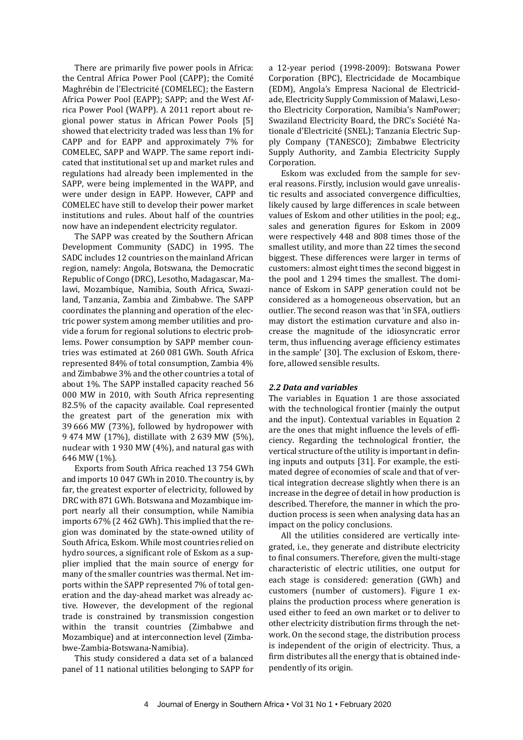There are primarily five power pools in Africa: the Central Africa Power Pool (CAPP); the Comité Maghrébin de l'Electricité (COMELEC); the Eastern Africa Power Pool (EAPP); SAPP; and the West Africa Power Pool (WAPP). A 2011 report about regional power status in African Power Pools [5] showed that electricity traded was less than 1% for CAPP and for EAPP and approximately 7% for COMELEC, SAPP and WAPP. The same report indicated that institutional set up and market rules and regulations had already been implemented in the SAPP, were being implemented in the WAPP, and were under design in EAPP. However, CAPP and COMELEC have still to develop their power market institutions and rules. About half of the countries now have an independent electricity regulator.

The SAPP was created by the Southern African Development Community (SADC) in 1995. The SADC includes 12 countries on the mainland African region, namely: Angola, Botswana, the Democratic Republic of Congo (DRC), Lesotho, Madagascar, Malawi, Mozambique, Namibia, South Africa, Swaziland, Tanzania, Zambia and Zimbabwe. The SAPP coordinates the planning and operation of the electric power system among member utilities and provide a forum for regional solutions to electric problems. Power consumption by SAPP member countries was estimated at 260 081 GWh. South Africa represented 84% of total consumption, Zambia 4% and Zimbabwe 3% and the other countries a total of about 1%. The SAPP installed capacity reached 56 000 MW in 2010, with South Africa representing 82.5% of the capacity available. Coal represented the greatest part of the generation mix with 39 666 MW (73%), followed by hydropower with 9 474 MW (17%), distillate with 2 639 MW (5%), nuclear with 1 930 MW (4%), and natural gas with 646 MW (1%).

Exports from South Africa reached 13 754 GWh and imports 10 047 GWh in 2010. The country is, by far, the greatest exporter of electricity, followed by DRC with 871 GWh. Botswana and Mozambique import nearly all their consumption, while Namibia imports 67% (2 462 GWh). This implied that the region was dominated by the state-owned utility of South Africa, Eskom. While most countries relied on hydro sources, a significant role of Eskom as a supplier implied that the main source of energy for many of the smaller countries was thermal. Net imports within the SAPP represented 7% of total generation and the day-ahead market was already active. However, the development of the regional trade is constrained by transmission congestion within the transit countries (Zimbabwe and Mozambique) and at interconnection level (Zimbabwe-Zambia-Botswana-Namibia).

This study considered a data set of a balanced panel of 11 national utilities belonging to SAPP for a 12-year period (1998-2009): Botswana Power Corporation (BPC), Electricidade de Mocambique (EDM), Angola's Empresa Nacional de Electricidade, Electricity Supply Commission of Malawi, Lesotho Electricity Corporation, Namibia's NamPower; Swaziland Electricity Board, the DRC's Société Nationale d'Electricité (SNEL); Tanzania Electric Supply Company (TANESCO); Zimbabwe Electricity Supply Authority, and Zambia Electricity Supply Corporation.

Eskom was excluded from the sample for several reasons. Firstly, inclusion would gave unrealistic results and associated convergence difficulties, likely caused by large differences in scale between values of Eskom and other utilities in the pool; e.g., sales and generation figures for Eskom in 2009 were respectively 448 and 808 times those of the smallest utility, and more than 22 times the second biggest. These differences were larger in terms of customers: almost eight times the second biggest in the pool and 1 294 times the smallest. The dominance of Eskom in SAPP generation could not be considered as a homogeneous observation, but an outlier. The second reason was that 'in SFA, outliers may distort the estimation curvature and also increase the magnitude of the idiosyncratic error term, thus influencing average efficiency estimates in the sample' [30]. The exclusion of Eskom, therefore, allowed sensible results.

### *2.2 Data and variables*

The variables in Equation 1 are those associated with the technological frontier (mainly the output and the input). Contextual variables in Equation 2 are the ones that might influence the levels of efficiency. Regarding the technological frontier, the vertical structure of the utility is important in defining inputs and outputs [31]. For example, the estimated degree of economies of scale and that of vertical integration decrease slightly when there is an increase in the degree of detail in how production is described. Therefore, the manner in which the production process is seen when analysing data has an impact on the policy conclusions.

All the utilities considered are vertically integrated, i.e., they generate and distribute electricity to final consumers. Therefore, given the multi-stage characteristic of electric utilities, one output for each stage is considered: generation (GWh) and customers (number of customers). Figure 1 explains the production process where generation is used either to feed an own market or to deliver to other electricity distribution firms through the network. On the second stage, the distribution process is independent of the origin of electricity. Thus, a firm distributes all the energy that is obtained independently of its origin.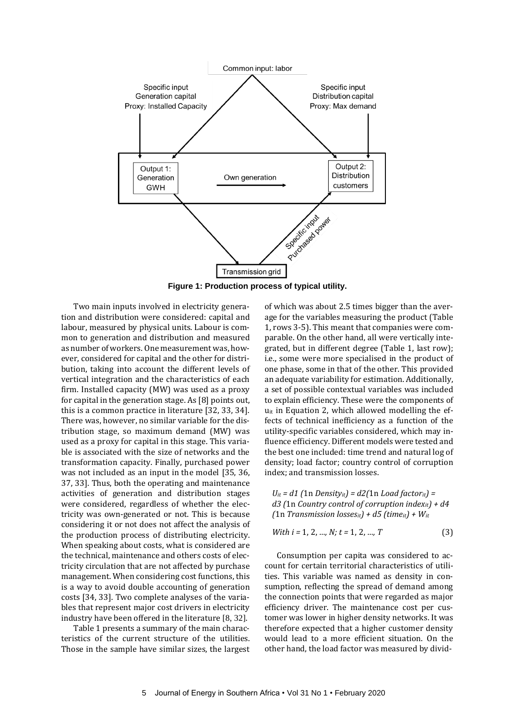**Figure 1: Production process of typical utility.**

Two main inputs involved in electricity generation and distribution were considered: capital and labour, measured by physical units. Labour is common to generation and distribution and measured as number of workers. One measurement was, however, considered for capital and the other for distribution, taking into account the different levels of vertical integration and the characteristics of each firm. Installed capacity (MW) was used as a proxy for capital in the generation stage. As [8] points out, this is a common practice in literature [32, 33, 34]. There was, however, no similar variable for the distribution stage, so maximum demand (MW) was used as a proxy for capital in this stage. This variable is associated with the size of networks and the transformation capacity. Finally, purchased power was not included as an input in the model [35, 36, 37, 33]. Thus, both the operating and maintenance activities of generation and distribution stages were considered, regardless of whether the electricity was own-generated or not. This is because considering it or not does not affect the analysis of the production process of distributing electricity. When speaking about costs, what is considered are the technical, maintenance and others costs of electricity circulation that are not affected by purchase management. When considering cost functions, this is a way to avoid double accounting of generation costs [34, 33]. Two complete analyses of the variables that represent major cost drivers in electricity industry have been offered in the literature [8, 32].

Table 1 presents a summary of the main characteristics of the current structure of the utilities. Those in the sample have similar sizes, the largest of which was about 2.5 times bigger than the average for the variables measuring the product (Table 1, rows 3-5). This meant that companies were comparable. On the other hand, all were vertically integrated, but in different degree (Table 1, last row); i.e., some were more specialised in the product of one phase, some in that of the other. This provided an adequate variability for estimation. Additionally, a set of possible contextual variables was included to explain efficiency. These were the components of $u_{it}$ in Equation 2, which allowed modelling the effects of technical inefficiency as a function of the utility-specific variables considered, which may influence efficiency. Different models were tested and the best one included: time trend and natural log of density; load factor; country control of corruption index; and transmission losses.

$$U_{it} = d1\ (\ln Density_{it}) = d2(\ln Load\ factor_{it}) = d3\ (\ln Country\ control\ of\ corruption\ index_{it}) + d4\ (\ln Transmission\ losses_{it}) + d5\ (time_{it}) + W_{it}$$

$$With\ i = 1, 2, \ldots, N;\ t = 1, 2, \ldots, T \qquad (3)$$

Consumption per capita was considered to account for certain territorial characteristics of utilities. This variable was named as density in consumption, reflecting the spread of demand among the connection points that were regarded as major efficiency driver. The maintenance cost per customer was lower in higher density networks. It was therefore expected that a higher customer density would lead to a more efficient situation. On the other hand, the load factor was measured by divid-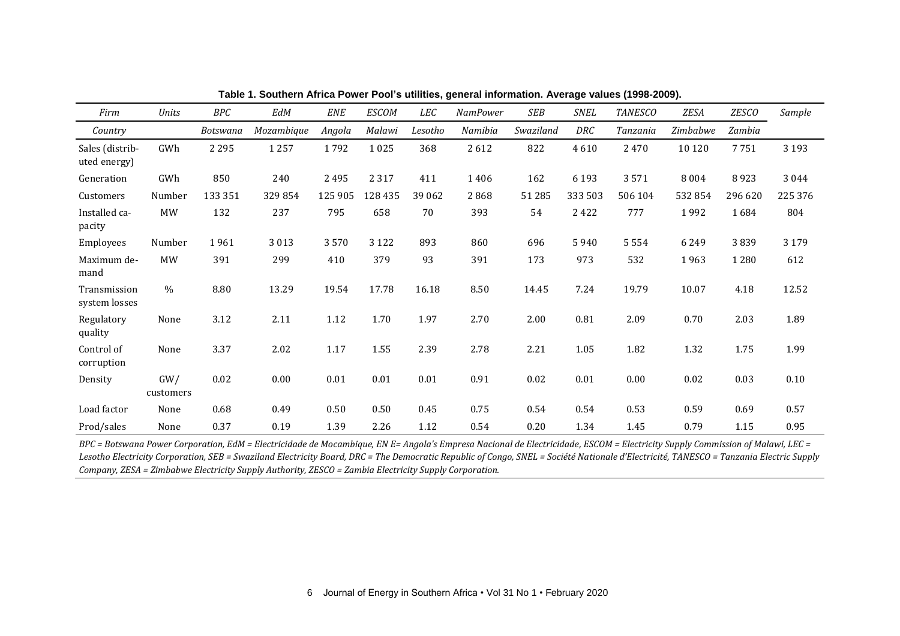**Table 1. Southern Africa Power Pool's utilities, general information. Average values (1998-2009).**

| *Firm* | *Units* | *BPC* | *EdM* | *ENE* | *ESCOM* | *LEC* | *NamPower* | *SEB* | *SNEL* | *TANESCO* | *ZESA* | *ZESCO* | *Sample* |
|---|---|---|---|---|---|---|---|---|---|---|---|---|---|
| *Country* | | *Botswana* | *Mozambique* | *Angola* | *Malawi* | *Lesotho* | *Namibia* | *Swaziland* | *DRC* | *Tanzania* | *Zimbabwe* | *Zambia* | |
| Sales (distributed energy) | GWh | 2 295 | 1 257 | 1 792 | 1 025 | 368 | 2 612 | 822 | 4 610 | 2 470 | 10 120 | 7 751 | 3 193 |
| Generation | GWh | 850 | 240 | 2 495 | 2 317 | 411 | 1 406 | 162 | 6 193 | 3 571 | 8 004 | 8 923 | 3 044 |
| Customers | Number | 133 351 | 329 854 | 125 905 | 128 435 | 39 062 | 2 868 | 51 285 | 333 503 | 506 104 | 532 854 | 296 620 | 225 376 |
| Installed capacity | MW | 132 | 237 | 795 | 658 | 70 | 393 | 54 | 2 422 | 777 | 1 992 | 1 684 | 804 |
| Employees | Number | 1 961 | 3 013 | 3 570 | 3 122 | 893 | 860 | 696 | 5 940 | 5 554 | 6 249 | 3 839 | 3 179 |
| Maximum demand | MW | 391 | 299 | 410 | 379 | 93 | 391 | 173 | 973 | 532 | 1 963 | 1 280 | 612 |
| Transmission system losses | % | 8.80 | 13.29 | 19.54 | 17.78 | 16.18 | 8.50 | 14.45 | 7.24 | 19.79 | 10.07 | 4.18 | 12.52 |
| Regulatory quality | None | 3.12 | 2.11 | 1.12 | 1.70 | 1.97 | 2.70 | 2.00 | 0.81 | 2.09 | 0.70 | 2.03 | 1.89 |
| Control of corruption | None | 3.37 | 2.02 | 1.17 | 1.55 | 2.39 | 2.78 | 2.21 | 1.05 | 1.82 | 1.32 | 1.75 | 1.99 |
| Density | GW/ customers | 0.02 | 0.00 | 0.01 | 0.01 | 0.01 | 0.91 | 0.02 | 0.01 | 0.00 | 0.02 | 0.03 | 0.10 |
| Load factor | None | 0.68 | 0.49 | 0.50 | 0.50 | 0.45 | 0.75 | 0.54 | 0.54 | 0.53 | 0.59 | 0.69 | 0.57 |
| Prod/sales | None | 0.37 | 0.19 | 1.39 | 2.26 | 1.12 | 0.54 | 0.20 | 1.34 | 1.45 | 0.79 | 1.15 | 0.95 |

*BPC = Botswana Power Corporation, EdM = Electricidade de Mocambique, EN E= Angola's Empresa Nacional de Electricidade, ESCOM = Electricity Supply Commission of Malawi, LEC = Lesotho Electricity Corporation, SEB = Swaziland Electricity Board, DRC = The Democratic Republic of Congo, SNEL = Société Nationale d'Electricité, TANESCO = Tanzania Electric Supply Company, ZESA = Zimbabwe Electricity Supply Authority, ZESCO = Zambia Electricity Supply Corporation.*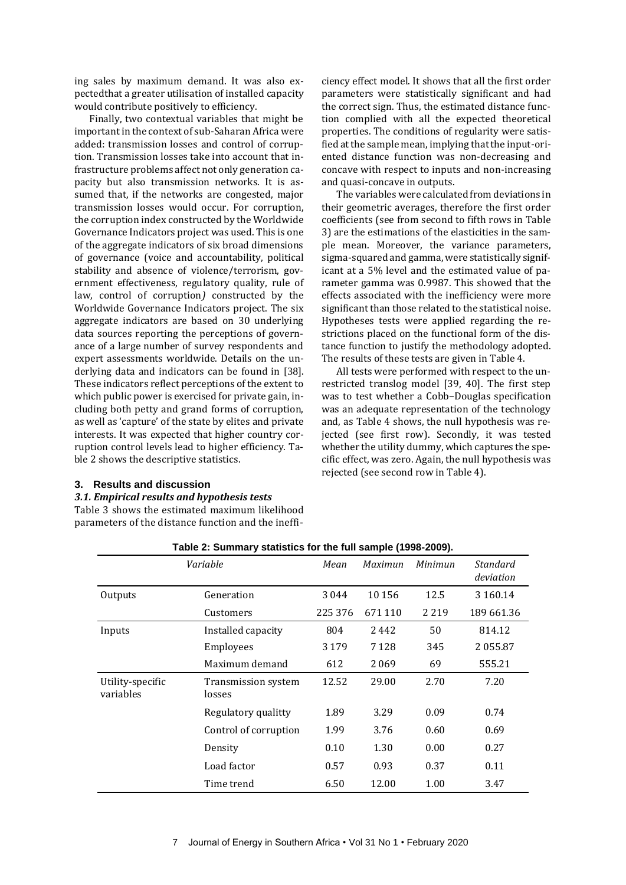ing sales by maximum demand. It was also expectedthat a greater utilisation of installed capacity would contribute positively to efficiency.

Finally, two contextual variables that might be important in the context of sub-Saharan Africa were added: transmission losses and control of corruption. Transmission losses take into account that infrastructure problems affect not only generation capacity but also transmission networks. It is assumed that, if the networks are congested, major transmission losses would occur. For corruption, the corruption index constructed by the Worldwide Governance Indicators project was used. This is one of the aggregate indicators of six broad dimensions of governance (voice and accountability, political stability and absence of violence/terrorism, government effectiveness, regulatory quality, rule of law, control of corruption*)* constructed by the Worldwide Governance Indicators project. The six aggregate indicators are based on 30 underlying data sources reporting the perceptions of governance of a large number of survey respondents and expert assessments worldwide. Details on the underlying data and indicators can be found in [38]. These indicators reflect perceptions of the extent to which public power is exercised for private gain, including both petty and grand forms of corruption, as well as 'capture' of the state by elites and private interests. It was expected that higher country corruption control levels lead to higher efficiency. Table 2 shows the descriptive statistics.

## 3. Results and discussion

### *3.1. Empirical results and hypothesis tests*

Table 3 shows the estimated maximum likelihood parameters of the distance function and the inefficiency effect model. It shows that all the first order parameters were statistically significant and had the correct sign. Thus, the estimated distance function complied with all the expected theoretical properties. The conditions of regularity were satisfied at the sample mean, implying that the input-oriented distance function was non-decreasing and concave with respect to inputs and non-increasing and quasi-concave in outputs.

The variables were calculated from deviations in their geometric averages, therefore the first order coefficients (see from second to fifth rows in Table 3) are the estimations of the elasticities in the sample mean. Moreover, the variance parameters, sigma-squared and gamma, were statistically significant at a 5% level and the estimated value of parameter gamma was 0.9987. This showed that the effects associated with the inefficiency were more significant than those related to the statistical noise. Hypotheses tests were applied regarding the restrictions placed on the functional form of the distance function to justify the methodology adopted. The results of these tests are given in Table 4.

All tests were performed with respect to the unrestricted translog model [39, 40]. The first step was to test whether a Cobb–Douglas specification was an adequate representation of the technology and, as Table 4 shows, the null hypothesis was rejected (see first row). Secondly, it was tested whether the utility dummy, which captures the specific effect, was zero. Again, the null hypothesis was rejected (see second row in Table 4).

**Table 2: Summary statistics for the full sample (1998-2009).**

| *Variable* | | *Mean* | *Maximun* | *Minimun* | *Standard deviation* |
|---|---|---|---|---|---|
| Outputs | Generation | 3 044 | 10 156 | 12.5 | 3 160.14 |
| | Customers | 225 376 | 671 110 | 2 219 | 189 661.36 |
| Inputs | Installed capacity | 804 | 2 442 | 50 | 814.12 |
| | Employees | 3 179 | 7 128 | 345 | 2 055.87 |
| | Maximum demand | 612 | 2 069 | 69 | 555.21 |
| Utility-specific variables | Transmission system losses | 12.52 | 29.00 | 2.70 | 7.20 |
| | Regulatory qualitty | 1.89 | 3.29 | 0.09 | 0.74 |
| | Control of corruption | 1.99 | 3.76 | 0.60 | 0.69 |
| | Density | 0.10 | 1.30 | 0.00 | 0.27 |
| | Load factor | 0.57 | 0.93 | 0.37 | 0.11 |
| | Time trend | 6.50 | 12.00 | 1.00 | 3.47 |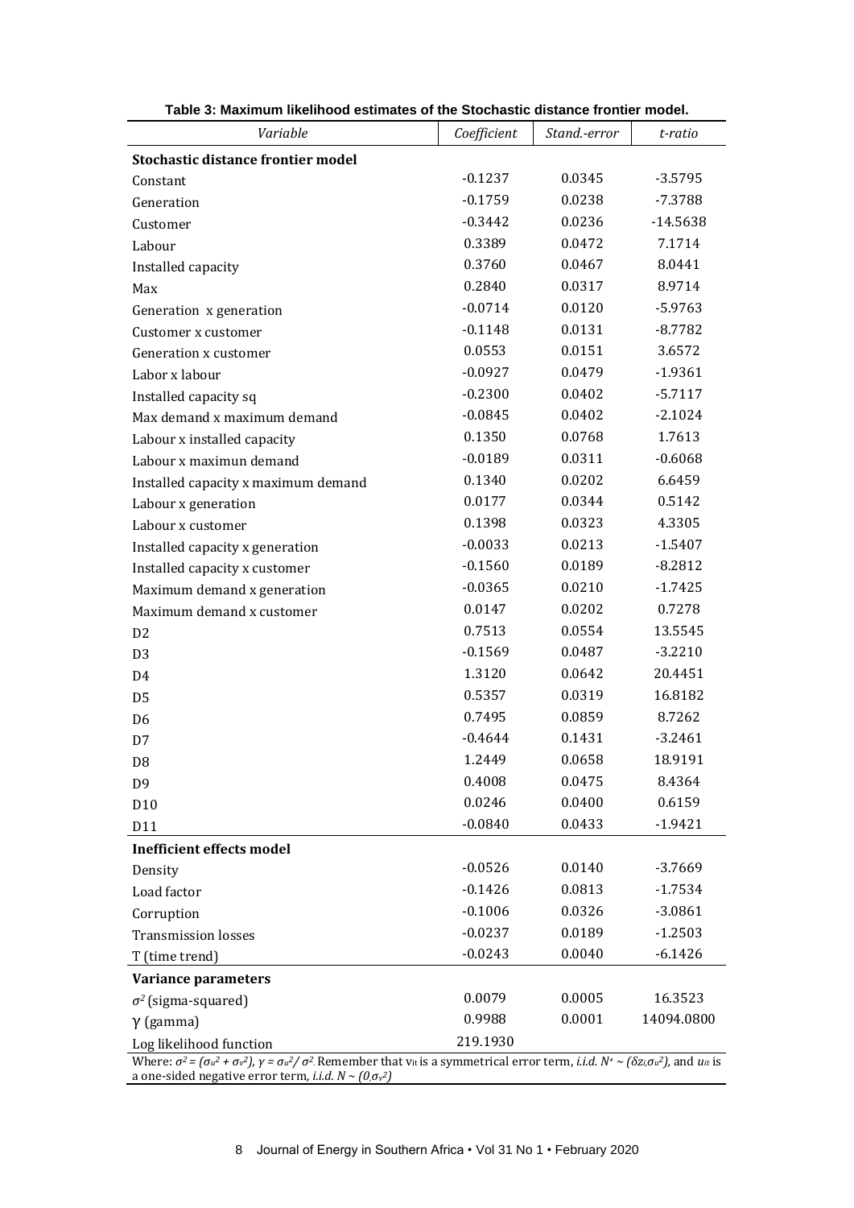**Table 3: Maximum likelihood estimates of the Stochastic distance frontier model.**

| *Variable* | *Coefficient* | *Stand.-error* | *t-ratio* |
|---|---|---|---|
| **Stochastic distance frontier model** | | | |
| Constant | -0.1237 | 0.0345 | -3.5795 |
| Generation | -0.1759 | 0.0238 | -7.3788 |
| Customer | -0.3442 | 0.0236 | -14.5638 |
| Labour | 0.3389 | 0.0472 | 7.1714 |
| Installed capacity | 0.3760 | 0.0467 | 8.0441 |
| Max | 0.2840 | 0.0317 | 8.9714 |
| Generation x generation | -0.0714 | 0.0120 | -5.9763 |
| Customer x customer | -0.1148 | 0.0131 | -8.7782 |
| Generation x customer | 0.0553 | 0.0151 | 3.6572 |
| Labor x labour | -0.0927 | 0.0479 | -1.9361 |
| Installed capacity sq | -0.2300 | 0.0402 | -5.7117 |
| Max demand x maximum demand | -0.0845 | 0.0402 | -2.1024 |
| Labour x installed capacity | 0.1350 | 0.0768 | 1.7613 |
| Labour x maximun demand | -0.0189 | 0.0311 | -0.6068 |
| Installed capacity x maximum demand | 0.1340 | 0.0202 | 6.6459 |
| Labour x generation | 0.0177 | 0.0344 | 0.5142 |
| Labour x customer | 0.1398 | 0.0323 | 4.3305 |
| Installed capacity x generation | -0.0033 | 0.0213 | -1.5407 |
| Installed capacity x customer | -0.1560 | 0.0189 | -8.2812 |
| Maximum demand x generation | -0.0365 | 0.0210 | -1.7425 |
| Maximum demand x customer | 0.0147 | 0.0202 | 0.7278 |
| D2 | 0.7513 | 0.0554 | 13.5545 |
| D3 | -0.1569 | 0.0487 | -3.2210 |
| D4 | 1.3120 | 0.0642 | 20.4451 |
| D5 | 0.5357 | 0.0319 | 16.8182 |
| D6 | 0.7495 | 0.0859 | 8.7262 |
| D7 | -0.4644 | 0.1431 | -3.2461 |
| D8 | 1.2449 | 0.0658 | 18.9191 |
| D9 | 0.4008 | 0.0475 | 8.4364 |
| D10 | 0.0246 | 0.0400 | 0.6159 |
| D11 | -0.0840 | 0.0433 | -1.9421 |
| **Inefficient effects model** | | | |
| Density | -0.0526 | 0.0140 | -3.7669 |
| Load factor | -0.1426 | 0.0813 | -1.7534 |
| Corruption | -0.1006 | 0.0326 | -3.0861 |
| Transmission losses | -0.0237 | 0.0189 | -1.2503 |
| T (time trend) | -0.0243 | 0.0040 | -6.1426 |
| **Variance parameters** | | | |
| $\sigma^2$ (sigma-squared) | 0.0079 | 0.0005 | 16.3523 |
| $\gamma$ (gamma) | 0.9988 | 0.0001 | 14094.0800 |
| Log likelihood function | 219.1930 | | |

Where: $\sigma^2 = (\sigma_u^2 + \sigma_v^2)$, $\gamma = \sigma_u^2 / \sigma^2$. Remember that $v_{it}$ is a symmetrical error term, *i.i.d.* $N^+ \sim (\delta z_i \sigma_u^2)$, and $u_{it}$ is a one-sided negative error term, *i.i.d.* $N \sim (0, \sigma_v^2)$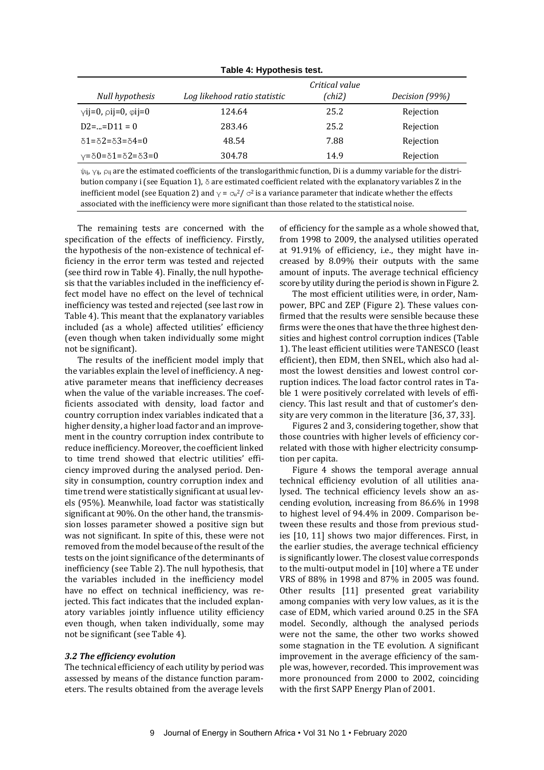**Table 4: Hypothesis test.**

| Null hypothesis | Log likehood ratio statistic | Critical value (chi2) | Decision (99%) |
|---|---|---|---|
| $\gamma ij=0, \rho ij=0, \varphi ij=0$ | 124.64 | 25.2 | Rejection |
| $D2=...=D11 = 0$ | 283.46 | 25.2 | Rejection |
| $\delta 1=\delta 2=\delta 3=\delta 4=0$ | 48.54 | 7.88 | Rejection |
| $\gamma=\delta 0=\delta 1=\delta 2=\delta 3=0$ | 304.78 | 14.9 | Rejection |

$\psi_{ij}$, $\gamma_{ij}$, $\rho_{ij}$ are the estimated coefficients of the translogarithmic function, Di is a dummy variable for the distribution company i (see Equation 1), $\delta$ are estimated coefficient related with the explanatory variables Z in the inefficient model (see Equation 2) and $\gamma = \sigma_u^2 / \sigma^2$ is a variance parameter that indicate whether the effects associated with the inefficiency were more significant than those related to the statistical noise.

The remaining tests are concerned with the specification of the effects of inefficiency. Firstly, the hypothesis of the non-existence of technical efficiency in the error term was tested and rejected (see third row in Table 4). Finally, the null hypothesis that the variables included in the inefficiency effect model have no effect on the level of technical inefficiency was tested and rejected (see last row in Table 4). This meant that the explanatory variables included (as a whole) affected utilities' efficiency (even though when taken individually some might not be significant).

The results of the inefficient model imply that the variables explain the level of inefficiency. A negative parameter means that inefficiency decreases when the value of the variable increases. The coefficients associated with density, load factor and country corruption index variables indicated that a higher density, a higher load factor and an improvement in the country corruption index contribute to reduce inefficiency. Moreover, the coefficient linked to time trend showed that electric utilities' efficiency improved during the analysed period. Density in consumption, country corruption index and time trend were statistically significant at usual levels (95%). Meanwhile, load factor was statistically significant at 90%. On the other hand, the transmission losses parameter showed a positive sign but was not significant. In spite of this, these were not removed from the model because of the result of the tests on the joint significance of the determinants of inefficiency (see Table 2). The null hypothesis, that the variables included in the inefficiency model have no effect on technical inefficiency, was rejected. This fact indicates that the included explanatory variables jointly influence utility efficiency even though, when taken individually, some may not be significant (see Table 4).

### *3.2 The efficiency evolution*

The technical efficiency of each utility by period was assessed by means of the distance function parameters. The results obtained from the average levels of efficiency for the sample as a whole showed that, from 1998 to 2009, the analysed utilities operated at 91.91% of efficiency, i.e., they might have increased by 8.09% their outputs with the same amount of inputs. The average technical efficiency score by utility during the period is shown in Figure 2.

The most efficient utilities were, in order, Nampower, BPC and ZEP (Figure 2). These values confirmed that the results were sensible because these firms were the ones that have the three highest densities and highest control corruption indices (Table 1). The least efficient utilities were TANESCO (least efficient), then EDM, then SNEL, which also had almost the lowest densities and lowest control corruption indices. The load factor control rates in Table 1 were positively correlated with levels of efficiency. This last result and that of customer's density are very common in the literature [36, 37, 33].

Figures 2 and 3, considering together, show that those countries with higher levels of efficiency correlated with those with higher electricity consumption per capita.

Figure 4 shows the temporal average annual technical efficiency evolution of all utilities analysed. The technical efficiency levels show an ascending evolution, increasing from 86.6% in 1998 to highest level of 94.4% in 2009. Comparison between these results and those from previous studies [10, 11] shows two major differences. First, in the earlier studies, the average technical efficiency is significantly lower. The closest value corresponds to the multi-output model in [10] where a TE under VRS of 88% in 1998 and 87% in 2005 was found. Other results [11] presented great variability among companies with very low values, as it is the case of EDM, which varied around 0.25 in the SFA model. Secondly, although the analysed periods were not the same, the other two works showed some stagnation in the TE evolution. A significant improvement in the average efficiency of the sample was, however, recorded. This improvement was more pronounced from 2000 to 2002, coinciding with the first SAPP Energy Plan of 2001.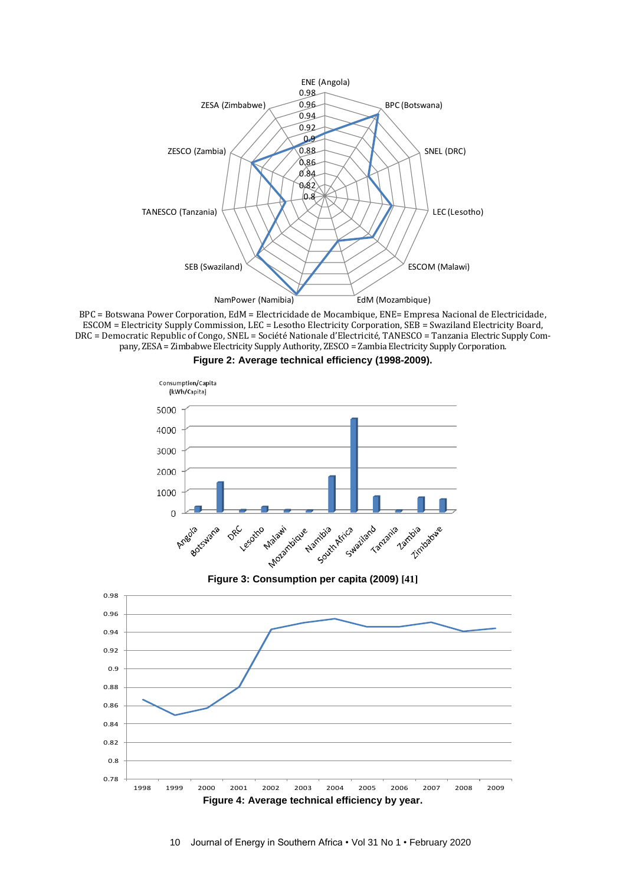BPC = Botswana Power Corporation, EdM = Electricidade de Mocambique, ENE= Empresa Nacional de Electricidade, ESCOM = Electricity Supply Commission, LEC = Lesotho Electricity Corporation, SEB = Swaziland Electricity Board, DRC = Democratic Republic of Congo, SNEL = Société Nationale d'Electricité, TANESCO = Tanzania Electric Supply Company, ZESA = Zimbabwe Electricity Supply Authority, ZESCO = Zambia Electricity Supply Corporation.

**Figure 2: Average technical efficiency (1998-2009).**

**Figure 3: Consumption per capita (2009) [41]**

**Figure 4: Average technical efficiency by year.**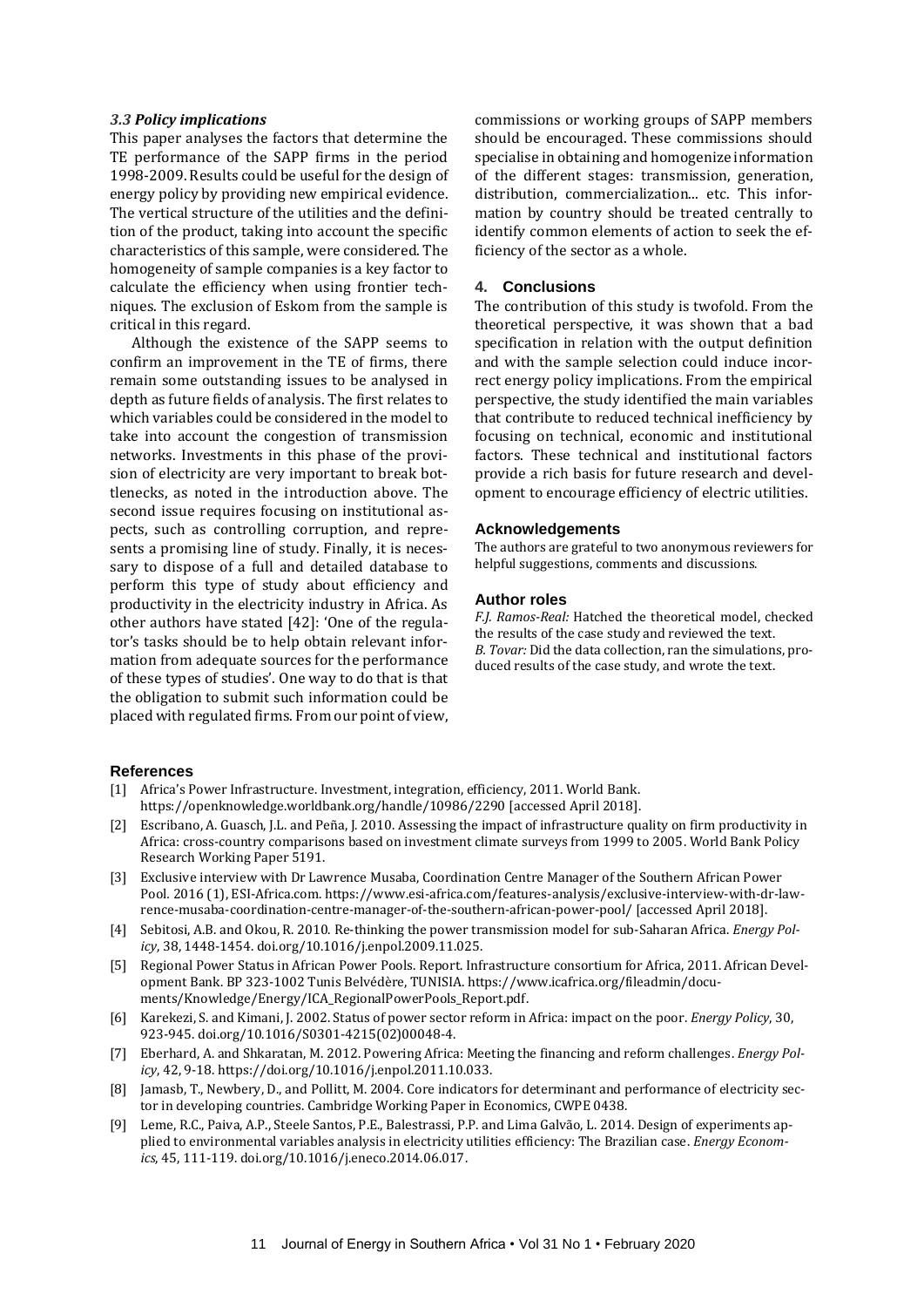### 3.3 Policy implications

This paper analyses the factors that determine the TE performance of the SAPP firms in the period 1998-2009. Results could be useful for the design of energy policy by providing new empirical evidence. The vertical structure of the utilities and the definition of the product, taking into account the specific characteristics of this sample, were considered. The homogeneity of sample companies is a key factor to calculate the efficiency when using frontier techniques. The exclusion of Eskom from the sample is critical in this regard.

Although the existence of the SAPP seems to confirm an improvement in the TE of firms, there remain some outstanding issues to be analysed in depth as future fields of analysis. The first relates to which variables could be considered in the model to take into account the congestion of transmission networks. Investments in this phase of the provision of electricity are very important to break bottlenecks, as noted in the introduction above. The second issue requires focusing on institutional aspects, such as controlling corruption, and represents a promising line of study. Finally, it is necessary to dispose of a full and detailed database to perform this type of study about efficiency and productivity in the electricity industry in Africa. As other authors have stated [42]: 'One of the regulator's tasks should be to help obtain relevant information from adequate sources for the performance of these types of studies'. One way to do that is that the obligation to submit such information could be placed with regulated firms. From our point of view, commissions or working groups of SAPP members should be encouraged. These commissions should specialise in obtaining and homogenize information of the different stages: transmission, generation, distribution, commercialization... etc. This information by country should be treated centrally to identify common elements of action to seek the efficiency of the sector as a whole.

## 4. Conclusions

The contribution of this study is twofold. From the theoretical perspective, it was shown that a bad specification in relation with the output definition and with the sample selection could induce incorrect energy policy implications. From the empirical perspective, the study identified the main variables that contribute to reduced technical inefficiency by focusing on technical, economic and institutional factors. These technical and institutional factors provide a rich basis for future research and development to encourage efficiency of electric utilities.

## Acknowledgements

The authors are grateful to two anonymous reviewers for helpful suggestions, comments and discussions.

## Author roles

*F.J. Ramos-Real:* Hatched the theoretical model, checked the results of the case study and reviewed the text.
*B. Tovar:* Did the data collection, ran the simulations, produced results of the case study, and wrote the text.

## References

[1] Africa's Power Infrastructure. Investment, integration, efficiency, 2011. World Bank. https://openknowledge.worldbank.org/handle/10986/2290 [accessed April 2018].

[2] Escribano, A. Guasch, J.L. and Peña, J. 2010. Assessing the impact of infrastructure quality on firm productivity in Africa: cross-country comparisons based on investment climate surveys from 1999 to 2005. World Bank Policy Research Working Paper 5191.

[3] Exclusive interview with Dr Lawrence Musaba, Coordination Centre Manager of the Southern African Power Pool. 2016 (1), ESI-Africa.com. https://www.esi-africa.com/features-analysis/exclusive-interview-with-dr-lawrence-musaba-coordination-centre-manager-of-the-southern-african-power-pool/ [accessed April 2018].

[4] Sebitosi, A.B. and Okou, R. 2010. Re-thinking the power transmission model for sub-Saharan Africa. *Energy Policy*, 38, 1448-1454. doi.org/10.1016/j.enpol.2009.11.025.

[5] Regional Power Status in African Power Pools. Report. Infrastructure consortium for Africa, 2011. African Development Bank. BP 323-1002 Tunis Belvédère, TUNISIA. https://www.icafrica.org/fileadmin/documents/Knowledge/Energy/ICA_RegionalPowerPools_Report.pdf.

[6] Karekezi, S. and Kimani, J. 2002. Status of power sector reform in Africa: impact on the poor. *Energy Policy*, 30, 923-945. doi.org/10.1016/S0301-4215(02)00048-4.

[7] Eberhard, A. and Shkaratan, M. 2012. Powering Africa: Meeting the financing and reform challenges. *Energy Policy*, 42, 9-18. https://doi.org/10.1016/j.enpol.2011.10.033.

[8] Jamasb, T., Newbery, D., and Pollitt, M. 2004. Core indicators for determinant and performance of electricity sector in developing countries. Cambridge Working Paper in Economics, CWPE 0438.

[9] Leme, R.C., Paiva, A.P., Steele Santos, P.E., Balestrassi, P.P. and Lima Galvão, L. 2014. Design of experiments applied to environmental variables analysis in electricity utilities efficiency: The Brazilian case. *Energy Economics*, 45, 111-119. doi.org/10.1016/j.eneco.2014.06.017.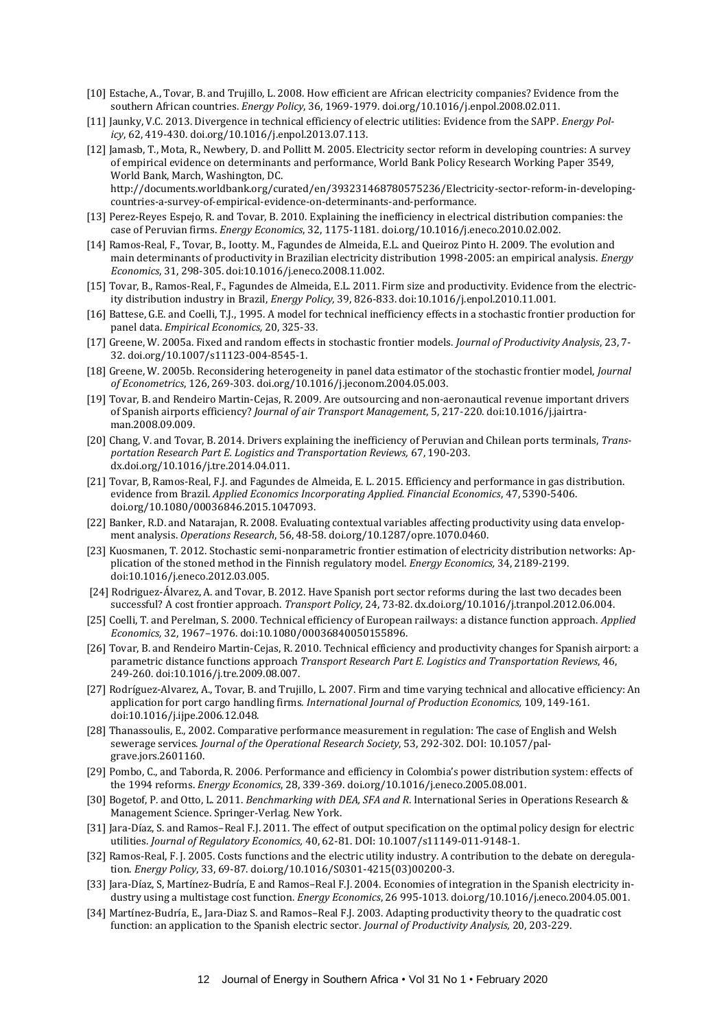[10] Estache, A., Tovar, B. and Trujillo, L. 2008. How efficient are African electricity companies? Evidence from the southern African countries. *Energy Policy*, 36, 1969-1979. doi.org/10.1016/j.enpol.2008.02.011.

[11] Jaunky, V.C. 2013. Divergence in technical efficiency of electric utilities: Evidence from the SAPP. *Energy Policy*, 62, 419-430. doi.org/10.1016/j.enpol.2013.07.113.

[12] Jamasb, T., Mota, R., Newbery, D. and Pollitt M. 2005. Electricity sector reform in developing countries: A survey of empirical evidence on determinants and performance, World Bank Policy Research Working Paper 3549, World Bank, March, Washington, DC. http://documents.worldbank.org/curated/en/393231468780575236/Electricity-sector-reform-in-developing-countries-a-survey-of-empirical-evidence-on-determinants-and-performance.

[13] Perez-Reyes Espejo, R. and Tovar, B. 2010. Explaining the inefficiency in electrical distribution companies: the case of Peruvian firms. *Energy Economics*, 32, 1175-1181. doi.org/10.1016/j.eneco.2010.02.002.

[14] Ramos-Real, F., Tovar, B., Iootty. M., Fagundes de Almeida, E.L. and Queiroz Pinto H. 2009. The evolution and main determinants of productivity in Brazilian electricity distribution 1998-2005: an empirical analysis. *Energy Economics*, 31, 298-305. doi:10.1016/j.eneco.2008.11.002.

[15] Tovar, B., Ramos-Real, F., Fagundes de Almeida, E.L. 2011. Firm size and productivity. Evidence from the electricity distribution industry in Brazil, *Energy Policy*, 39, 826-833. doi:10.1016/j.enpol.2010.11.001.

[16] Battese, G.E. and Coelli, T.J., 1995. A model for technical inefficiency effects in a stochastic frontier production for panel data. *Empirical Economics,* 20, 325-33.

[17] Greene, W. 2005a. Fixed and random effects in stochastic frontier models. *Journal of Productivity Analysis*, 23, 7-32. doi.org/10.1007/s11123-004-8545-1.

[18] Greene, W. 2005b. Reconsidering heterogeneity in panel data estimator of the stochastic frontier model, *Journal of Econometrics*, 126, 269-303. doi.org/10.1016/j.jeconom.2004.05.003.

[19] Tovar, B. and Rendeiro Martin-Cejas, R. 2009. Are outsourcing and non-aeronautical revenue important drivers of Spanish airports efficiency? *Journal of air Transport Management*, 5, 217-220. doi:10.1016/j.jairtraman.2008.09.009.

[20] Chang, V. and Tovar, B. 2014. Drivers explaining the inefficiency of Peruvian and Chilean ports terminals, *Transportation Research Part E. Logistics and Transportation Reviews,* 67, 190-203. dx.doi.org/10.1016/j.tre.2014.04.011.

[21] Tovar, B, Ramos-Real, F.J. and Fagundes de Almeida, E. L. 2015. Efficiency and performance in gas distribution. evidence from Brazil. *Applied Economics Incorporating Applied. Financial Economics*, 47, 5390-5406. doi.org/10.1080/00036846.2015.1047093.

[22] Banker, R.D. and Natarajan, R. 2008. Evaluating contextual variables affecting productivity using data envelopment analysis. *Operations Research*, 56, 48-58. doi.org/10.1287/opre.1070.0460.

[23] Kuosmanen, T. 2012. Stochastic semi-nonparametric frontier estimation of electricity distribution networks: Application of the stoned method in the Finnish regulatory model. *Energy Economics,* 34, 2189-2199. doi:10.1016/j.eneco.2012.03.005.

[24] Rodriguez-Álvarez, A. and Tovar, B. 2012. Have Spanish port sector reforms during the last two decades been successful? A cost frontier approach. *Transport Policy*, 24, 73-82. dx.doi.org/10.1016/j.tranpol.2012.06.004.

[25] Coelli, T. and Perelman, S. 2000. Technical efficiency of European railways: a distance function approach. *Applied Economics,* 32, 1967–1976. doi:10.1080/00036840050155896.

[26] Tovar, B. and Rendeiro Martin-Cejas, R. 2010. Technical efficiency and productivity changes for Spanish airport: a parametric distance functions approach *Transport Research Part E. Logistics and Transportation Reviews*, 46, 249-260. doi:10.1016/j.tre.2009.08.007.

[27] Rodríguez-Alvarez, A., Tovar, B. and Trujillo, L. 2007. Firm and time varying technical and allocative efficiency: An application for port cargo handling firms. *International Journal of Production Economics,* 109, 149-161. doi:10.1016/j.ijpe.2006.12.048.

[28] Thanassoulis, E., 2002. Comparative performance measurement in regulation: The case of English and Welsh sewerage services. *Journal of the Operational Research Society*, 53, 292-302. DOI: 10.1057/palgrave.jors.2601160.

[29] Pombo, C., and Taborda, R. 2006. Performance and efficiency in Colombia's power distribution system: effects of the 1994 reforms. *Energy Economics*, 28, 339-369. doi.org/10.1016/j.eneco.2005.08.001.

[30] Bogetof, P. and Otto, L. 2011. *Benchmarking with DEA, SFA and R*. International Series in Operations Research & Management Science. Springer-Verlag. New York.

[31] Jara-Díaz, S. and Ramos–Real F.J. 2011. The effect of output specification on the optimal policy design for electric utilities. *Journal of Regulatory Economics,* 40, 62-81. DOI: 10.1007/s11149-011-9148-1.

[32] Ramos-Real, F. J. 2005. Costs functions and the electric utility industry. A contribution to the debate on deregulation. *Energy Policy*, 33, 69-87. doi.org/10.1016/S0301-4215(03)00200-3.

[33] Jara-Díaz, S, Martínez-Budría, E and Ramos–Real F.J. 2004. Economies of integration in the Spanish electricity industry using a multistage cost function. *Energy Economics*, 26 995-1013. doi.org/10.1016/j.eneco.2004.05.001.

[34] Martínez-Budría, E., Jara-Diaz S. and Ramos–Real F.J. 2003. Adapting productivity theory to the quadratic cost function: an application to the Spanish electric sector. *Journal of Productivity Analysis,* 20, 203-229.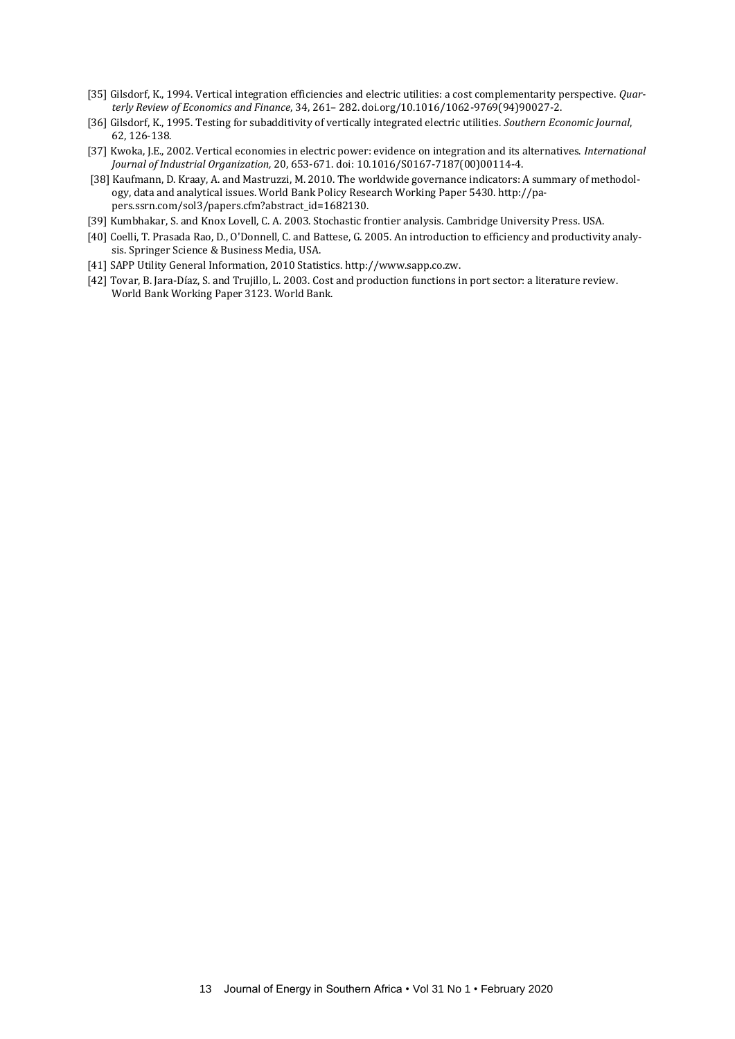[35] Gilsdorf, K., 1994. Vertical integration efficiencies and electric utilities: a cost complementarity perspective. *Quarterly Review of Economics and Finance*, 34, 261– 282. doi.org/10.1016/1062-9769(94)90027-2.

[36] Gilsdorf, K., 1995. Testing for subadditivity of vertically integrated electric utilities. *Southern Economic Journal*, 62, 126-138.

[37] Kwoka, J.E., 2002. Vertical economies in electric power: evidence on integration and its alternatives. *International Journal of Industrial Organization,* 20, 653-671. doi: 10.1016/S0167-7187(00)00114-4.

[38] Kaufmann, D. Kraay, A. and Mastruzzi, M. 2010. The worldwide governance indicators: A summary of methodology, data and analytical issues. World Bank Policy Research Working Paper 5430. http://papers.ssrn.com/sol3/papers.cfm?abstract_id=1682130.

[39] Kumbhakar, S. and Knox Lovell, C. A. 2003. Stochastic frontier analysis. Cambridge University Press. USA.

[40] Coelli, T. Prasada Rao, D., O'Donnell, C. and Battese, G. 2005. An introduction to efficiency and productivity analysis. Springer Science & Business Media, USA.

[41] SAPP Utility General Information, 2010 Statistics. http://www.sapp.co.zw.

[42] Tovar, B. Jara-Díaz, S. and Trujillo, L. 2003. Cost and production functions in port sector: a literature review. World Bank Working Paper 3123. World Bank.